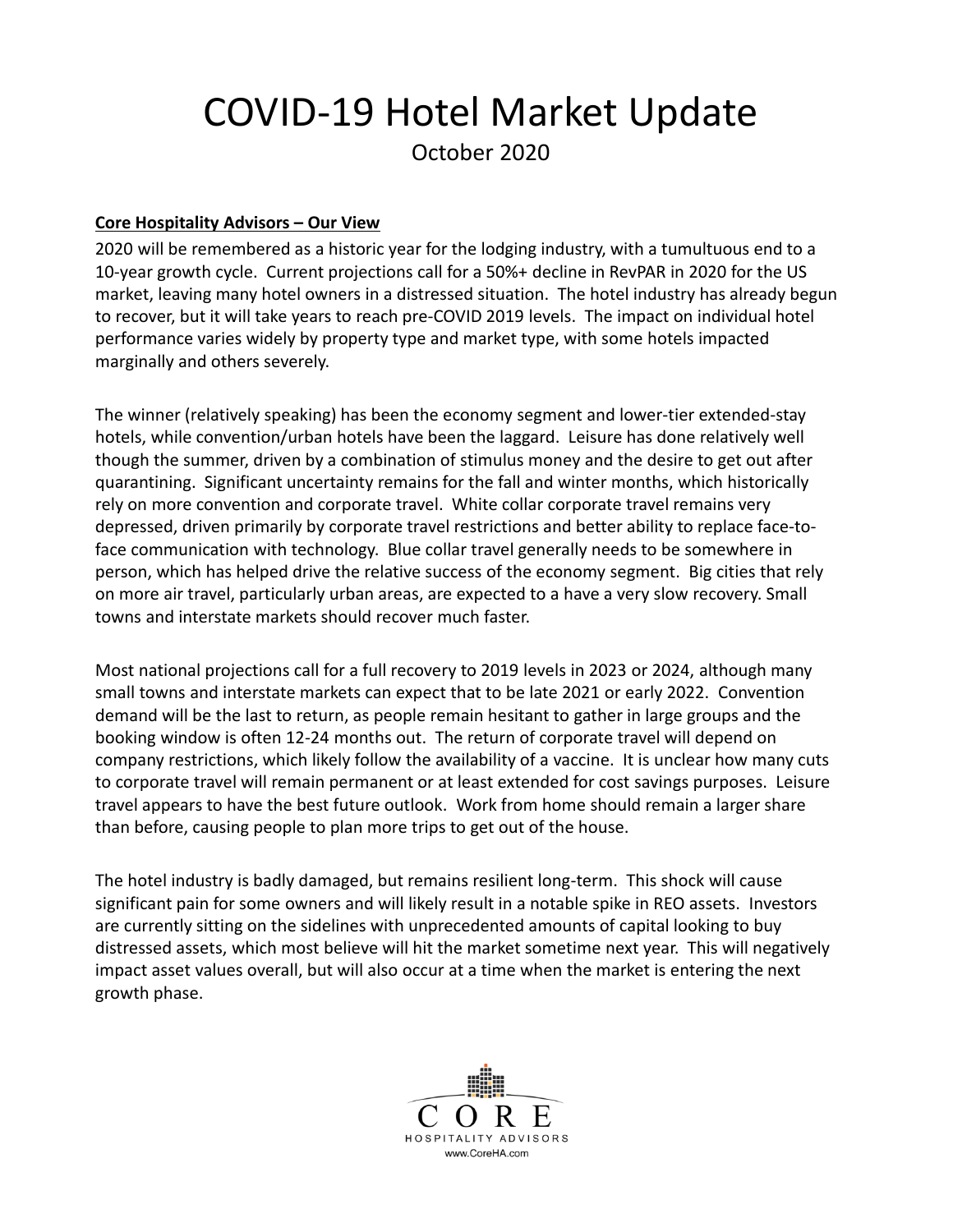# COVID-19 Hotel Market Update

October 2020

**Core Hospitality Advisors – Our View**

2020 will be remembered as a historic year for the lodging industry, with a tumultuous end to a 10-year growth cycle. Current projections call for a 50%+ decline in RevPAR in 2020 for the US market, leaving many hotel owners in a distressed situation. The hotel industry has already begun to recover, but it will take years to reach pre-COVID 2019 levels. The impact on individual hotel performance varies widely by property type and market type, with some hotels impacted marginally and others severely.

The winner (relatively speaking) has been the economy segment and lower-tier extended-stay hotels, while convention/urban hotels have been the laggard. Leisure has done relatively well though the summer, driven by a combination of stimulus money and the desire to get out after quarantining. Significant uncertainty remains for the fall and winter months, which historically rely on more convention and corporate travel. White collar corporate travel remains very depressed, driven primarily by corporate travel restrictions and better ability to replace face-to-face communication with technology. Blue collar travel generally needs to be somewhere in person, which has helped drive the relative success of the economy segment. Big cities that rely on more air travel, particularly urban areas, are expected to a have a very slow recovery. Small towns and interstate markets should recover much faster.

Most national projections call for a full recovery to 2019 levels in 2023 or 2024, although many small towns and interstate markets can expect that to be late 2021 or early 2022. Convention demand will be the last to return, as people remain hesitant to gather in large groups and the booking window is often 12-24 months out. The return of corporate travel will depend on company restrictions, which likely follow the availability of a vaccine. It is unclear how many cuts to corporate travel will remain permanent or at least extended for cost savings purposes. Leisure travel appears to have the best future outlook. Work from home should remain a larger share than before, causing people to plan more trips to get out of the house.

The hotel industry is badly damaged, but remains resilient long-term. This shock will cause significant pain for some owners and will likely result in a notable spike in REO assets. Investors are currently sitting on the sidelines with unprecedented amounts of capital looking to buy distressed assets, which most believe will hit the market sometime next year. This will negatively impact asset values overall, but will also occur at a time when the market is entering the next growth phase.

CORE
HOSPITALITY ADVISORS
www.CoreHA.com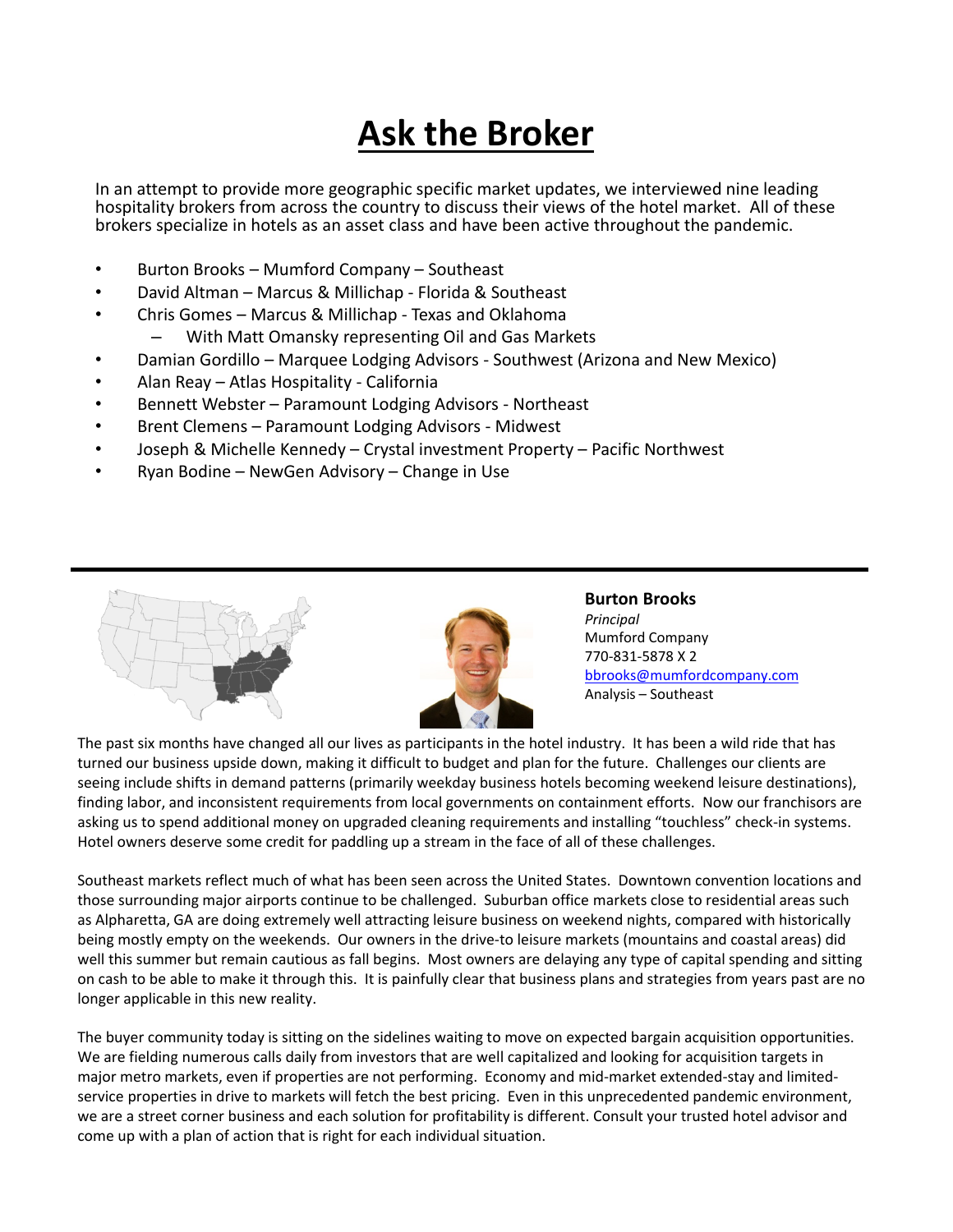# Ask the Broker

In an attempt to provide more geographic specific market updates, we interviewed nine leading hospitality brokers from across the country to discuss their views of the hotel market. All of these brokers specialize in hotels as an asset class and have been active throughout the pandemic.

- Burton Brooks – Mumford Company – Southeast
- David Altman – Marcus & Millichap - Florida & Southeast
- Chris Gomes – Marcus & Millichap - Texas and Oklahoma
  - With Matt Omansky representing Oil and Gas Markets
- Damian Gordillo – Marquee Lodging Advisors - Southwest (Arizona and New Mexico)
- Alan Reay – Atlas Hospitality - California
- Bennett Webster – Paramount Lodging Advisors - Northeast
- Brent Clemens – Paramount Lodging Advisors - Midwest
- Joseph & Michelle Kennedy – Crystal investment Property – Pacific Northwest
- Ryan Bodine – NewGen Advisory – Change in Use

---

**Burton Brooks**
*Principal*
Mumford Company
770-831-5878 X 2
bbrooks@mumfordcompany.com
Analysis – Southeast

The past six months have changed all our lives as participants in the hotel industry. It has been a wild ride that has turned our business upside down, making it difficult to budget and plan for the future. Challenges our clients are seeing include shifts in demand patterns (primarily weekday business hotels becoming weekend leisure destinations), finding labor, and inconsistent requirements from local governments on containment efforts. Now our franchisors are asking us to spend additional money on upgraded cleaning requirements and installing "touchless" check-in systems. Hotel owners deserve some credit for paddling up a stream in the face of all of these challenges.

Southeast markets reflect much of what has been seen across the United States. Downtown convention locations and those surrounding major airports continue to be challenged. Suburban office markets close to residential areas such as Alpharetta, GA are doing extremely well attracting leisure business on weekend nights, compared with historically being mostly empty on the weekends. Our owners in the drive-to leisure markets (mountains and coastal areas) did well this summer but remain cautious as fall begins. Most owners are delaying any type of capital spending and sitting on cash to be able to make it through this. It is painfully clear that business plans and strategies from years past are no longer applicable in this new reality.

The buyer community today is sitting on the sidelines waiting to move on expected bargain acquisition opportunities. We are fielding numerous calls daily from investors that are well capitalized and looking for acquisition targets in major metro markets, even if properties are not performing. Economy and mid-market extended-stay and limited-service properties in drive to markets will fetch the best pricing. Even in this unprecedented pandemic environment, we are a street corner business and each solution for profitability is different. Consult your trusted hotel advisor and come up with a plan of action that is right for each individual situation.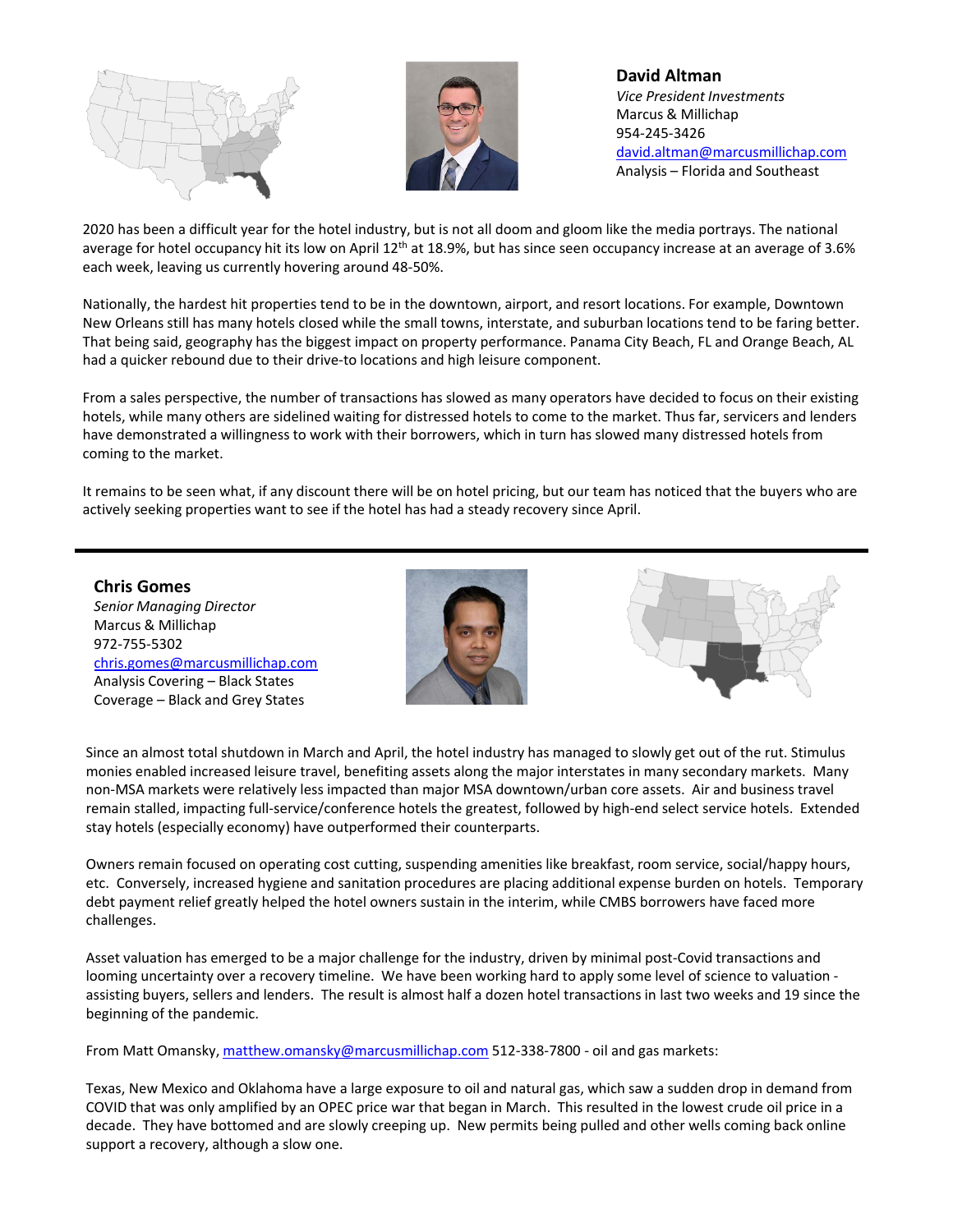**David Altman**
*Vice President Investments*
Marcus & Millichap
954-245-3426
david.altman@marcusmillichap.com
Analysis – Florida and Southeast

2020 has been a difficult year for the hotel industry, but is not all doom and gloom like the media portrays. The national average for hotel occupancy hit its low on April 12th at 18.9%, but has since seen occupancy increase at an average of 3.6% each week, leaving us currently hovering around 48-50%.

Nationally, the hardest hit properties tend to be in the downtown, airport, and resort locations. For example, Downtown New Orleans still has many hotels closed while the small towns, interstate, and suburban locations tend to be faring better. That being said, geography has the biggest impact on property performance. Panama City Beach, FL and Orange Beach, AL had a quicker rebound due to their drive-to locations and high leisure component.

From a sales perspective, the number of transactions has slowed as many operators have decided to focus on their existing hotels, while many others are sidelined waiting for distressed hotels to come to the market. Thus far, servicers and lenders have demonstrated a willingness to work with their borrowers, which in turn has slowed many distressed hotels from coming to the market.

It remains to be seen what, if any discount there will be on hotel pricing, but our team has noticed that the buyers who are actively seeking properties want to see if the hotel has had a steady recovery since April.

---

**Chris Gomes**
*Senior Managing Director*
Marcus & Millichap
972-755-5302
chris.gomes@marcusmillichap.com
Analysis Covering – Black States
Coverage – Black and Grey States

Since an almost total shutdown in March and April, the hotel industry has managed to slowly get out of the rut. Stimulus monies enabled increased leisure travel, benefiting assets along the major interstates in many secondary markets. Many non-MSA markets were relatively less impacted than major MSA downtown/urban core assets. Air and business travel remain stalled, impacting full-service/conference hotels the greatest, followed by high-end select service hotels. Extended stay hotels (especially economy) have outperformed their counterparts.

Owners remain focused on operating cost cutting, suspending amenities like breakfast, room service, social/happy hours, etc. Conversely, increased hygiene and sanitation procedures are placing additional expense burden on hotels. Temporary debt payment relief greatly helped the hotel owners sustain in the interim, while CMBS borrowers have faced more challenges.

Asset valuation has emerged to be a major challenge for the industry, driven by minimal post-Covid transactions and looming uncertainty over a recovery timeline. We have been working hard to apply some level of science to valuation - assisting buyers, sellers and lenders. The result is almost half a dozen hotel transactions in last two weeks and 19 since the beginning of the pandemic.

From Matt Omansky, matthew.omansky@marcusmillichap.com 512-338-7800 - oil and gas markets:

Texas, New Mexico and Oklahoma have a large exposure to oil and natural gas, which saw a sudden drop in demand from COVID that was only amplified by an OPEC price war that began in March. This resulted in the lowest crude oil price in a decade. They have bottomed and are slowly creeping up. New permits being pulled and other wells coming back online support a recovery, although a slow one.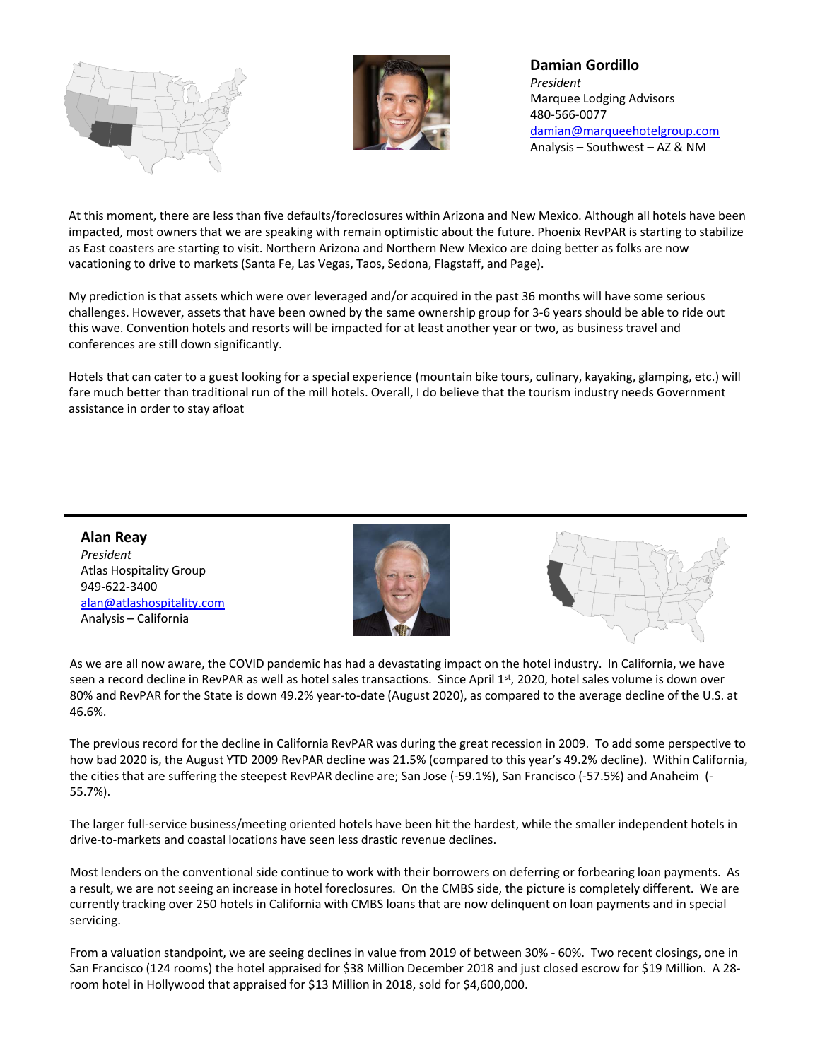**Damian Gordillo**
*President*
Marquee Lodging Advisors
480-566-0077
[damian@marqueehotelgroup.com](mailto:damian@marqueehotelgroup.com)
Analysis – Southwest – AZ & NM

At this moment, there are less than five defaults/foreclosures within Arizona and New Mexico. Although all hotels have been impacted, most owners that we are speaking with remain optimistic about the future. Phoenix RevPAR is starting to stabilize as East coasters are starting to visit. Northern Arizona and Northern New Mexico are doing better as folks are now vacationing to drive to markets (Santa Fe, Las Vegas, Taos, Sedona, Flagstaff, and Page).

My prediction is that assets which were over leveraged and/or acquired in the past 36 months will have some serious challenges. However, assets that have been owned by the same ownership group for 3-6 years should be able to ride out this wave. Convention hotels and resorts will be impacted for at least another year or two, as business travel and conferences are still down significantly.

Hotels that can cater to a guest looking for a special experience (mountain bike tours, culinary, kayaking, glamping, etc.) will fare much better than traditional run of the mill hotels. Overall, I do believe that the tourism industry needs Government assistance in order to stay afloat

---

**Alan Reay**
*President*
Atlas Hospitality Group
949-622-3400
[alan@atlashospitality.com](mailto:alan@atlashospitality.com)
Analysis – California

As we are all now aware, the COVID pandemic has had a devastating impact on the hotel industry. In California, we have seen a record decline in RevPAR as well as hotel sales transactions. Since April 1st, 2020, hotel sales volume is down over 80% and RevPAR for the State is down 49.2% year-to-date (August 2020), as compared to the average decline of the U.S. at 46.6%.

The previous record for the decline in California RevPAR was during the great recession in 2009. To add some perspective to how bad 2020 is, the August YTD 2009 RevPAR decline was 21.5% (compared to this year's 49.2% decline). Within California, the cities that are suffering the steepest RevPAR decline are; San Jose (-59.1%), San Francisco (-57.5%) and Anaheim (-55.7%).

The larger full-service business/meeting oriented hotels have been hit the hardest, while the smaller independent hotels in drive-to-markets and coastal locations have seen less drastic revenue declines.

Most lenders on the conventional side continue to work with their borrowers on deferring or forbearing loan payments. As a result, we are not seeing an increase in hotel foreclosures. On the CMBS side, the picture is completely different. We are currently tracking over 250 hotels in California with CMBS loans that are now delinquent on loan payments and in special servicing.

From a valuation standpoint, we are seeing declines in value from 2019 of between 30% - 60%. Two recent closings, one in San Francisco (124 rooms) the hotel appraised for $38 Million December 2018 and just closed escrow for $19 Million. A 28-room hotel in Hollywood that appraised for $13 Million in 2018, sold for $4,600,000.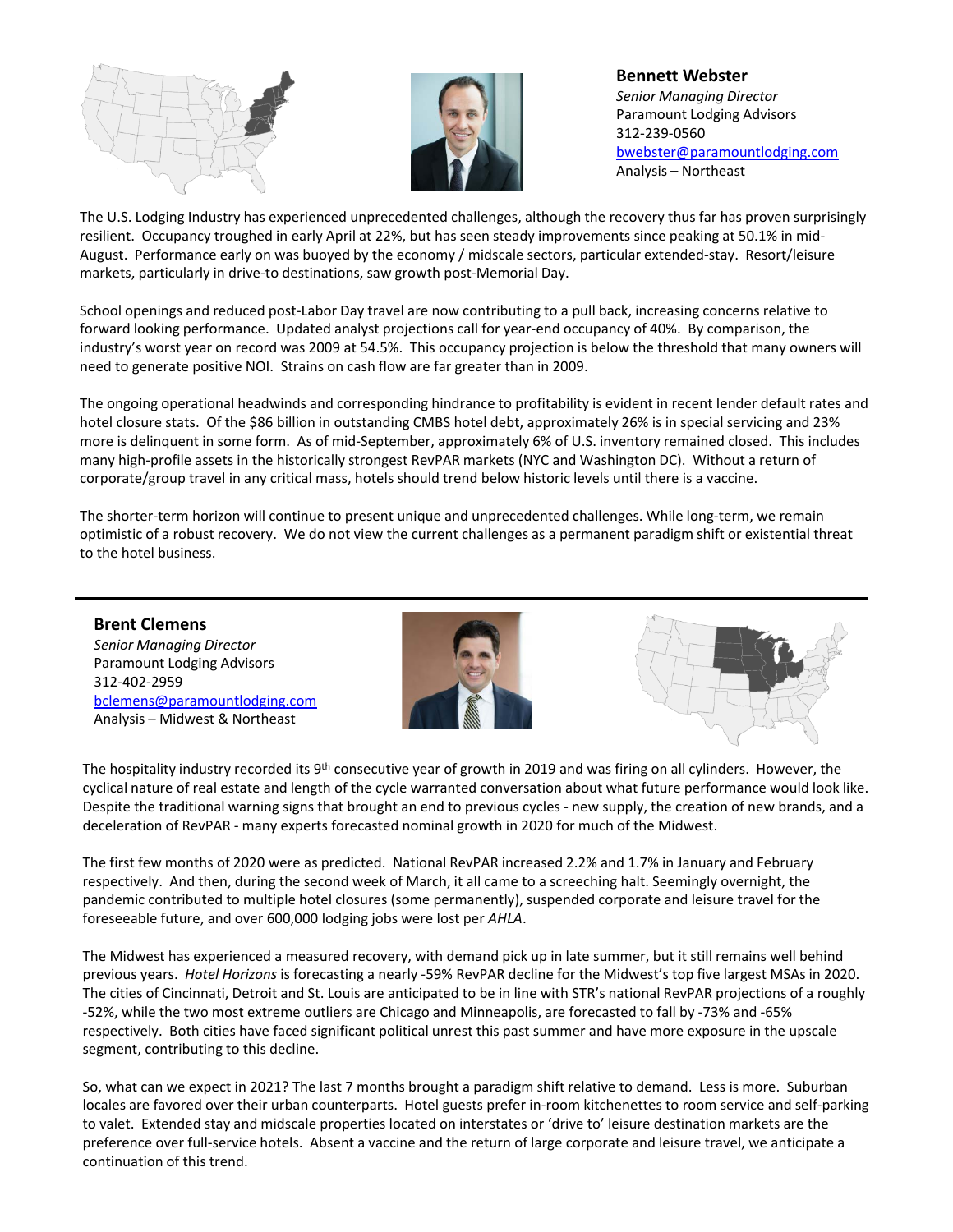**Bennett Webster**

*Senior Managing Director*
Paramount Lodging Advisors
312-239-0560
bwebster@paramountlodging.com
Analysis – Northeast

The U.S. Lodging Industry has experienced unprecedented challenges, although the recovery thus far has proven surprisingly resilient. Occupancy troughed in early April at 22%, but has seen steady improvements since peaking at 50.1% in mid-August. Performance early on was buoyed by the economy / midscale sectors, particular extended-stay. Resort/leisure markets, particularly in drive-to destinations, saw growth post-Memorial Day.

School openings and reduced post-Labor Day travel are now contributing to a pull back, increasing concerns relative to forward looking performance. Updated analyst projections call for year-end occupancy of 40%. By comparison, the industry's worst year on record was 2009 at 54.5%. This occupancy projection is below the threshold that many owners will need to generate positive NOI. Strains on cash flow are far greater than in 2009.

The ongoing operational headwinds and corresponding hindrance to profitability is evident in recent lender default rates and hotel closure stats. Of the $86 billion in outstanding CMBS hotel debt, approximately 26% is in special servicing and 23% more is delinquent in some form. As of mid-September, approximately 6% of U.S. inventory remained closed. This includes many high-profile assets in the historically strongest RevPAR markets (NYC and Washington DC). Without a return of corporate/group travel in any critical mass, hotels should trend below historic levels until there is a vaccine.

The shorter-term horizon will continue to present unique and unprecedented challenges. While long-term, we remain optimistic of a robust recovery. We do not view the current challenges as a permanent paradigm shift or existential threat to the hotel business.

---

**Brent Clemens**

*Senior Managing Director*
Paramount Lodging Advisors
312-402-2959
bclemens@paramountlodging.com
Analysis – Midwest & Northeast

The hospitality industry recorded its 9th consecutive year of growth in 2019 and was firing on all cylinders. However, the cyclical nature of real estate and length of the cycle warranted conversation about what future performance would look like. Despite the traditional warning signs that brought an end to previous cycles - new supply, the creation of new brands, and a deceleration of RevPAR - many experts forecasted nominal growth in 2020 for much of the Midwest.

The first few months of 2020 were as predicted. National RevPAR increased 2.2% and 1.7% in January and February respectively. And then, during the second week of March, it all came to a screeching halt. Seemingly overnight, the pandemic contributed to multiple hotel closures (some permanently), suspended corporate and leisure travel for the foreseeable future, and over 600,000 lodging jobs were lost per *AHLA*.

The Midwest has experienced a measured recovery, with demand pick up in late summer, but it still remains well behind previous years. *Hotel Horizons* is forecasting a nearly -59% RevPAR decline for the Midwest's top five largest MSAs in 2020. The cities of Cincinnati, Detroit and St. Louis are anticipated to be in line with STR's national RevPAR projections of a roughly -52%, while the two most extreme outliers are Chicago and Minneapolis, are forecasted to fall by -73% and -65% respectively. Both cities have faced significant political unrest this past summer and have more exposure in the upscale segment, contributing to this decline.

So, what can we expect in 2021? The last 7 months brought a paradigm shift relative to demand. Less is more. Suburban locales are favored over their urban counterparts. Hotel guests prefer in-room kitchenettes to room service and self-parking to valet. Extended stay and midscale properties located on interstates or 'drive to' leisure destination markets are the preference over full-service hotels. Absent a vaccine and the return of large corporate and leisure travel, we anticipate a continuation of this trend.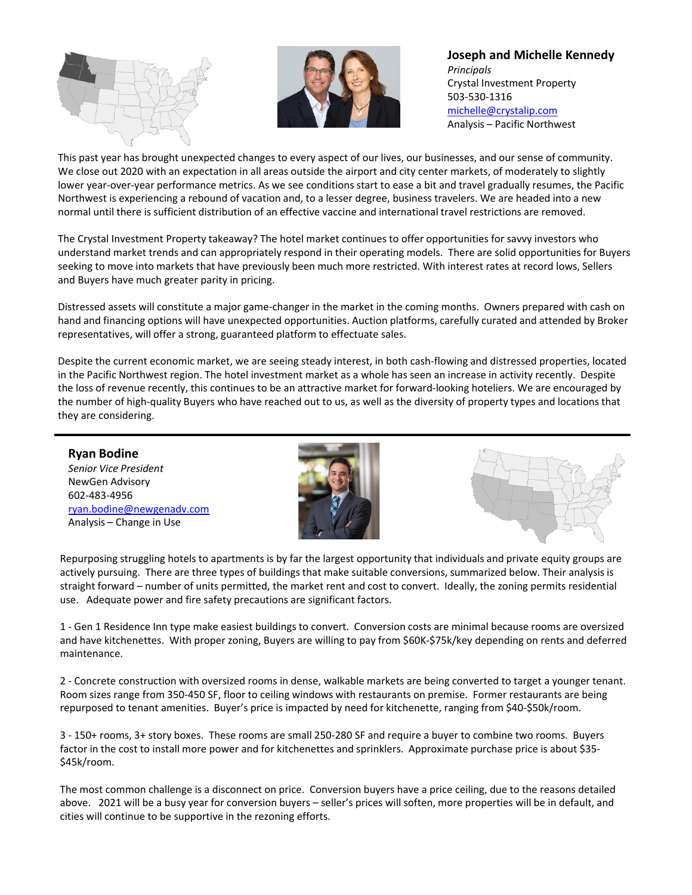**Joseph and Michelle Kennedy**
*Principals*
Crystal Investment Property
503-530-1316
[michelle@crystalip.com](mailto:michelle@crystalip.com)
Analysis – Pacific Northwest

This past year has brought unexpected changes to every aspect of our lives, our businesses, and our sense of community. We close out 2020 with an expectation in all areas outside the airport and city center markets, of moderately to slightly lower year-over-year performance metrics. As we see conditions start to ease a bit and travel gradually resumes, the Pacific Northwest is experiencing a rebound of vacation and, to a lesser degree, business travelers. We are headed into a new normal until there is sufficient distribution of an effective vaccine and international travel restrictions are removed.

The Crystal Investment Property takeaway? The hotel market continues to offer opportunities for savvy investors who understand market trends and can appropriately respond in their operating models. There are solid opportunities for Buyers seeking to move into markets that have previously been much more restricted. With interest rates at record lows, Sellers and Buyers have much greater parity in pricing.

Distressed assets will constitute a major game-changer in the market in the coming months. Owners prepared with cash on hand and financing options will have unexpected opportunities. Auction platforms, carefully curated and attended by Broker representatives, will offer a strong, guaranteed platform to effectuate sales.

Despite the current economic market, we are seeing steady interest, in both cash-flowing and distressed properties, located in the Pacific Northwest region. The hotel investment market as a whole has seen an increase in activity recently. Despite the loss of revenue recently, this continues to be an attractive market for forward-looking hoteliers. We are encouraged by the number of high-quality Buyers who have reached out to us, as well as the diversity of property types and locations that they are considering.

---

**Ryan Bodine**
*Senior Vice President*
NewGen Advisory
602-483-4956
[ryan.bodine@newgenadv.com](mailto:ryan.bodine@newgenadv.com)
Analysis – Change in Use

Repurposing struggling hotels to apartments is by far the largest opportunity that individuals and private equity groups are actively pursuing. There are three types of buildings that make suitable conversions, summarized below. Their analysis is straight forward – number of units permitted, the market rent and cost to convert. Ideally, the zoning permits residential use. Adequate power and fire safety precautions are significant factors.

1 - Gen 1 Residence Inn type make easiest buildings to convert. Conversion costs are minimal because rooms are oversized and have kitchenettes. With proper zoning, Buyers are willing to pay from $60K-$75k/key depending on rents and deferred maintenance.

2 - Concrete construction with oversized rooms in dense, walkable markets are being converted to target a younger tenant. Room sizes range from 350-450 SF, floor to ceiling windows with restaurants on premise. Former restaurants are being repurposed to tenant amenities. Buyer's price is impacted by need for kitchenette, ranging from $40-$50k/room.

3 - 150+ rooms, 3+ story boxes. These rooms are small 250-280 SF and require a buyer to combine two rooms. Buyers factor in the cost to install more power and for kitchenettes and sprinklers. Approximate purchase price is about $35-$45k/room.

The most common challenge is a disconnect on price. Conversion buyers have a price ceiling, due to the reasons detailed above. 2021 will be a busy year for conversion buyers – seller's prices will soften, more properties will be in default, and cities will continue to be supportive in the rezoning efforts.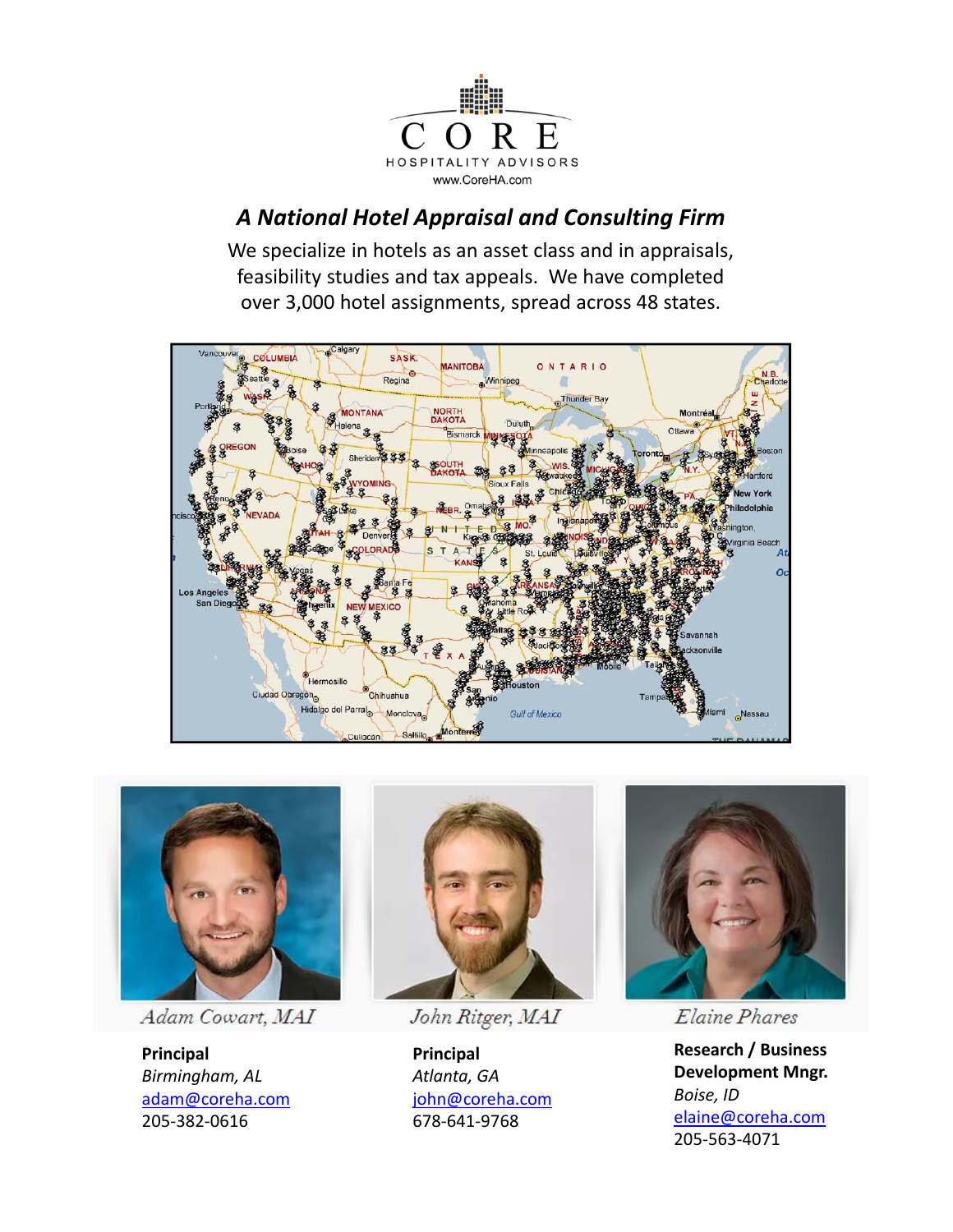CORE

HOSPITALITY ADVISORS

www.CoreHA.com

## *A National Hotel Appraisal and Consulting Firm*

We specialize in hotels as an asset class and in appraisals, feasibility studies and tax appeals. We have completed over 3,000 hotel assignments, spread across 48 states.

*Adam Cowart, MAI*

**Principal**
*Birmingham, AL*
adam@coreha.com
205-382-0616

*John Ritger, MAI*

**Principal**
*Atlanta, GA*
john@coreha.com
678-641-9768

*Elaine Phares*

**Research / Business Development Mngr.**
*Boise, ID*
elaine@coreha.com
205-563-4071